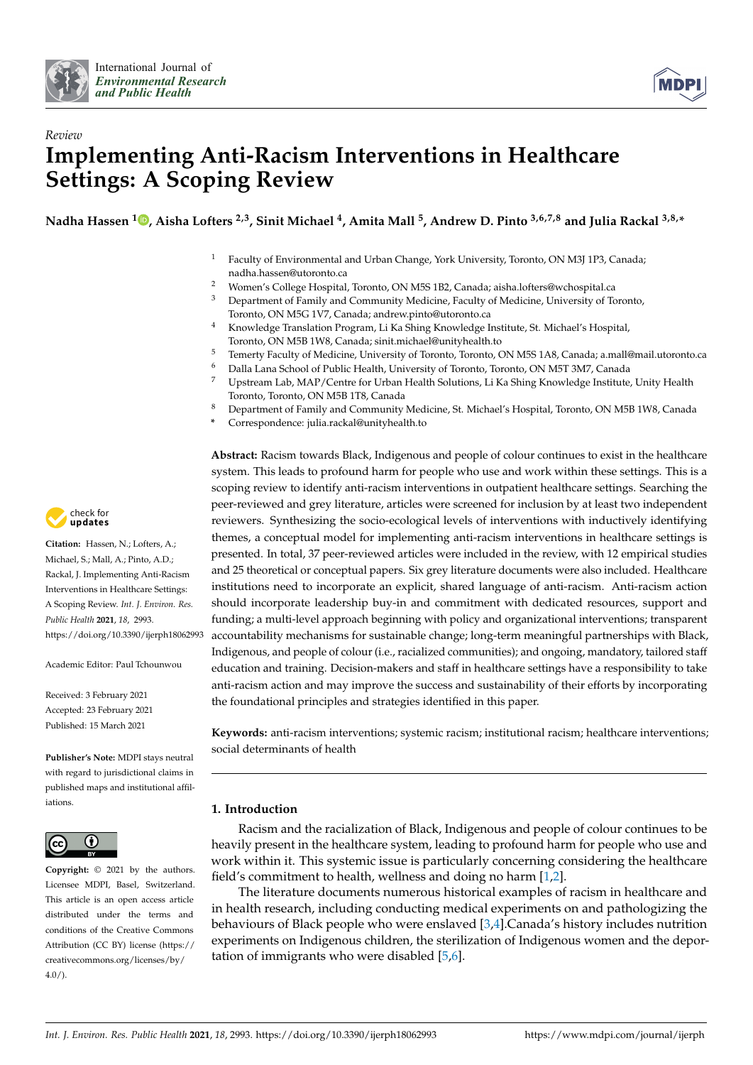*Review*

# Implementing Anti-Racism Interventions in Healthcare Settings: A Scoping Review

**Nadha Hassen [1], Aisha Lofters [2,3], Sinit Michael [4], Amita Mall [5], Andrew D. Pinto [3,6,7,8] and Julia Rackal [3,8,*]**

1. Faculty of Environmental and Urban Change, York University, Toronto, ON M3J 1P3, Canada; nadha.hassen@utoronto.ca
2. Women's College Hospital, Toronto, ON M5S 1B2, Canada; aisha.lofters@wchospital.ca
3. Department of Family and Community Medicine, Faculty of Medicine, University of Toronto, Toronto, ON M5G 1V7, Canada; andrew.pinto@utoronto.ca
4. Knowledge Translation Program, Li Ka Shing Knowledge Institute, St. Michael's Hospital, Toronto, ON M5B 1W8, Canada; sinit.michael@unityhealth.to
5. Temerty Faculty of Medicine, University of Toronto, Toronto, ON M5S 1A8, Canada; a.mall@mail.utoronto.ca
6. Dalla Lana School of Public Health, University of Toronto, Toronto, ON M5T 3M7, Canada
7. Upstream Lab, MAP/Centre for Urban Health Solutions, Li Ka Shing Knowledge Institute, Unity Health Toronto, Toronto, ON M5B 1T8, Canada
8. Department of Family and Community Medicine, St. Michael's Hospital, Toronto, ON M5B 1W8, Canada

\* Correspondence: julia.rackal@unityhealth.to

**Citation:** Hassen, N.; Lofters, A.; Michael, S.; Mall, A.; Pinto, A.D.; Rackal, J. Implementing Anti-Racism Interventions in Healthcare Settings: A Scoping Review. *Int. J. Environ. Res. Public Health* **2021**, *18*, 2993. https://doi.org/10.3390/ijerph18062993

Academic Editor: Paul Tchounwou

Received: 3 February 2021
Accepted: 23 February 2021
Published: 15 March 2021

**Publisher's Note:** MDPI stays neutral with regard to jurisdictional claims in published maps and institutional affiliations.

**Copyright:** © 2021 by the authors. Licensee MDPI, Basel, Switzerland. This article is an open access article distributed under the terms and conditions of the Creative Commons Attribution (CC BY) license (https://creativecommons.org/licenses/by/4.0/).

**Abstract:** Racism towards Black, Indigenous and people of colour continues to exist in the healthcare system. This leads to profound harm for people who use and work within these settings. This is a scoping review to identify anti-racism interventions in outpatient healthcare settings. Searching the peer-reviewed and grey literature, articles were screened for inclusion by at least two independent reviewers. Synthesizing the socio-ecological levels of interventions with inductively identifying themes, a conceptual model for implementing anti-racism interventions in healthcare settings is presented. In total, 37 peer-reviewed articles were included in the review, with 12 empirical studies and 25 theoretical or conceptual papers. Six grey literature documents were also included. Healthcare institutions need to incorporate an explicit, shared language of anti-racism. Anti-racism action should incorporate leadership buy-in and commitment with dedicated resources, support and funding; a multi-level approach beginning with policy and organizational interventions; transparent accountability mechanisms for sustainable change; long-term meaningful partnerships with Black, Indigenous, and people of colour (i.e., racialized communities); and ongoing, mandatory, tailored staff education and training. Decision-makers and staff in healthcare settings have a responsibility to take anti-racism action and may improve the success and sustainability of their efforts by incorporating the foundational principles and strategies identified in this paper.

**Keywords:** anti-racism interventions; systemic racism; institutional racism; healthcare interventions; social determinants of health

## 1. Introduction

Racism and the racialization of Black, Indigenous and people of colour continues to be heavily present in the healthcare system, leading to profound harm for people who use and work within it. This systemic issue is particularly concerning considering the healthcare field's commitment to health, wellness and doing no harm [1,2].

The literature documents numerous historical examples of racism in healthcare and in health research, including conducting medical experiments on and pathologizing the behaviours of Black people who were enslaved [3,4].Canada's history includes nutrition experiments on Indigenous children, the sterilization of Indigenous women and the deportation of immigrants who were disabled [5,6].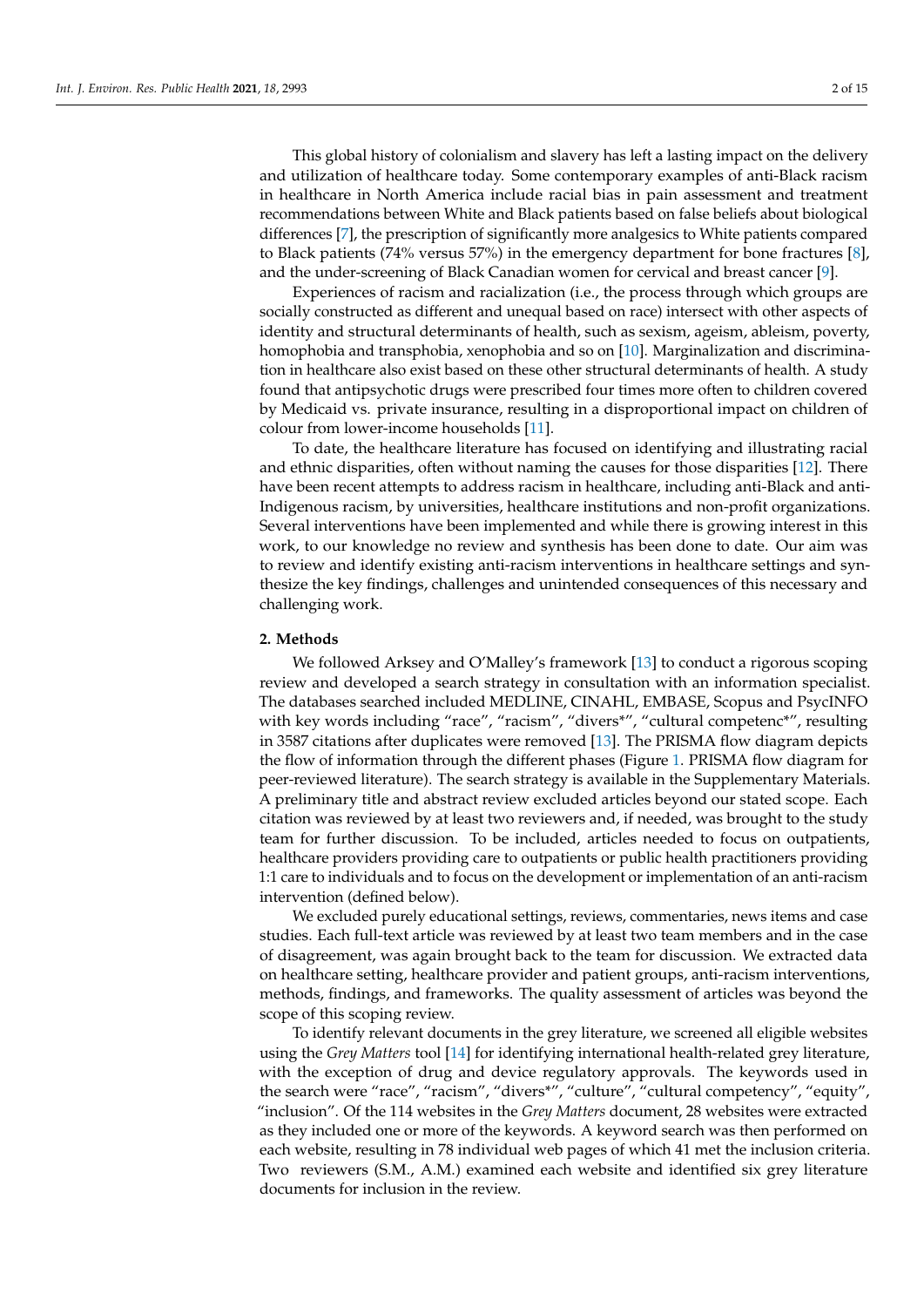This global history of colonialism and slavery has left a lasting impact on the delivery and utilization of healthcare today. Some contemporary examples of anti-Black racism in healthcare in North America include racial bias in pain assessment and treatment recommendations between White and Black patients based on false beliefs about biological differences [7], the prescription of significantly more analgesics to White patients compared to Black patients (74% versus 57%) in the emergency department for bone fractures [8], and the under-screening of Black Canadian women for cervical and breast cancer [9].

Experiences of racism and racialization (i.e., the process through which groups are socially constructed as different and unequal based on race) intersect with other aspects of identity and structural determinants of health, such as sexism, ageism, ableism, poverty, homophobia and transphobia, xenophobia and so on [10]. Marginalization and discrimination in healthcare also exist based on these other structural determinants of health. A study found that antipsychotic drugs were prescribed four times more often to children covered by Medicaid vs. private insurance, resulting in a disproportional impact on children of colour from lower-income households [11].

To date, the healthcare literature has focused on identifying and illustrating racial and ethnic disparities, often without naming the causes for those disparities [12]. There have been recent attempts to address racism in healthcare, including anti-Black and anti-Indigenous racism, by universities, healthcare institutions and non-profit organizations. Several interventions have been implemented and while there is growing interest in this work, to our knowledge no review and synthesis has been done to date. Our aim was to review and identify existing anti-racism interventions in healthcare settings and synthesize the key findings, challenges and unintended consequences of this necessary and challenging work.

## 2. Methods

We followed Arksey and O'Malley's framework [13] to conduct a rigorous scoping review and developed a search strategy in consultation with an information specialist. The databases searched included MEDLINE, CINAHL, EMBASE, Scopus and PsycINFO with key words including "race", "racism", "divers*", "cultural competenc*", resulting in 3587 citations after duplicates were removed [13]. The PRISMA flow diagram depicts the flow of information through the different phases (Figure 1. PRISMA flow diagram for peer-reviewed literature). The search strategy is available in the Supplementary Materials. A preliminary title and abstract review excluded articles beyond our stated scope. Each citation was reviewed by at least two reviewers and, if needed, was brought to the study team for further discussion. To be included, articles needed to focus on outpatients, healthcare providers providing care to outpatients or public health practitioners providing 1:1 care to individuals and to focus on the development or implementation of an anti-racism intervention (defined below).

We excluded purely educational settings, reviews, commentaries, news items and case studies. Each full-text article was reviewed by at least two team members and in the case of disagreement, was again brought back to the team for discussion. We extracted data on healthcare setting, healthcare provider and patient groups, anti-racism interventions, methods, findings, and frameworks. The quality assessment of articles was beyond the scope of this scoping review.

To identify relevant documents in the grey literature, we screened all eligible websites using the *Grey Matters* tool [14] for identifying international health-related grey literature, with the exception of drug and device regulatory approvals. The keywords used in the search were "race", "racism", "divers*", "culture", "cultural competency", "equity", "inclusion". Of the 114 websites in the *Grey Matters* document, 28 websites were extracted as they included one or more of the keywords. A keyword search was then performed on each website, resulting in 78 individual web pages of which 41 met the inclusion criteria. Two reviewers (S.M., A.M.) examined each website and identified six grey literature documents for inclusion in the review.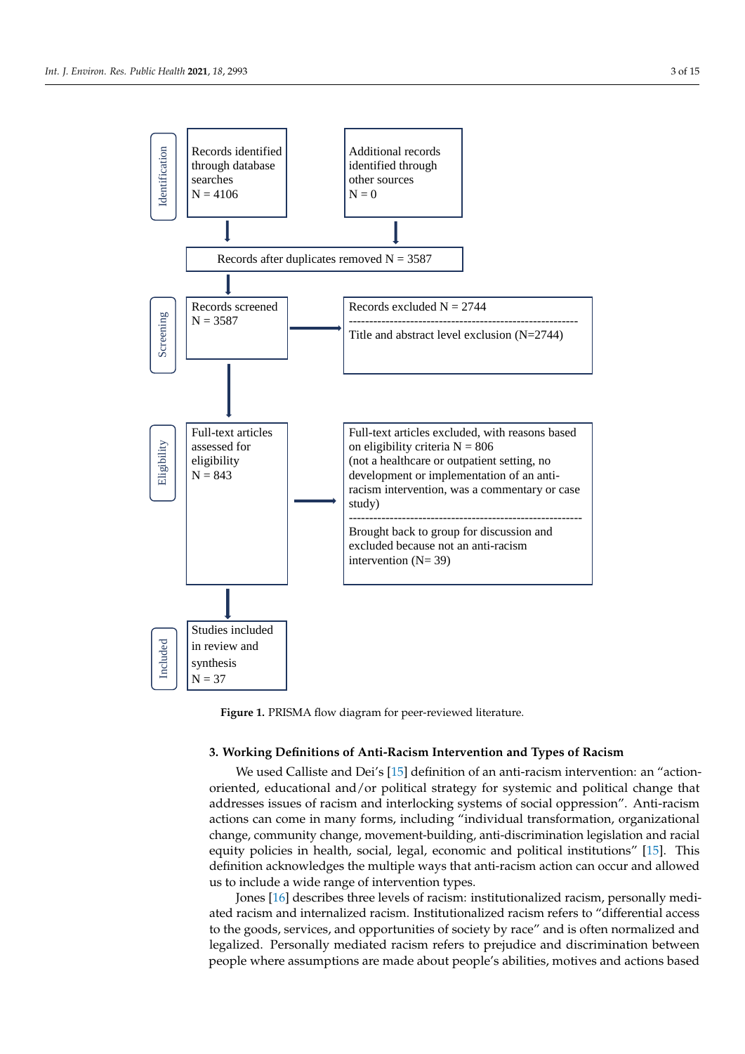**Identification**

Records identified through database searches
N = 4106

Additional records identified through other sources
N = 0

Records after duplicates removed N = 3587

**Screening**

Records screened
N = 3587

Records excluded N = 2744

Title and abstract level exclusion (N=2744)

**Eligibility**

Full-text articles assessed for eligibility
N = 843

Full-text articles excluded, with reasons based on eligibility criteria N = 806
(not a healthcare or outpatient setting, no development or implementation of an anti-racism intervention, was a commentary or case study)

Brought back to group for discussion and excluded because not an anti-racism intervention (N= 39)

**Included**

Studies included in review and synthesis
N = 37

**Figure 1.** PRISMA flow diagram for peer-reviewed literature.

## 3. Working Definitions of Anti-Racism Intervention and Types of Racism

We used Calliste and Dei's [15] definition of an anti-racism intervention: an "action-oriented, educational and/or political strategy for systemic and political change that addresses issues of racism and interlocking systems of social oppression". Anti-racism actions can come in many forms, including "individual transformation, organizational change, community change, movement-building, anti-discrimination legislation and racial equity policies in health, social, legal, economic and political institutions" [15]. This definition acknowledges the multiple ways that anti-racism action can occur and allowed us to include a wide range of intervention types.

Jones [16] describes three levels of racism: institutionalized racism, personally mediated racism and internalized racism. Institutionalized racism refers to "differential access to the goods, services, and opportunities of society by race" and is often normalized and legalized. Personally mediated racism refers to prejudice and discrimination between people where assumptions are made about people's abilities, motives and actions based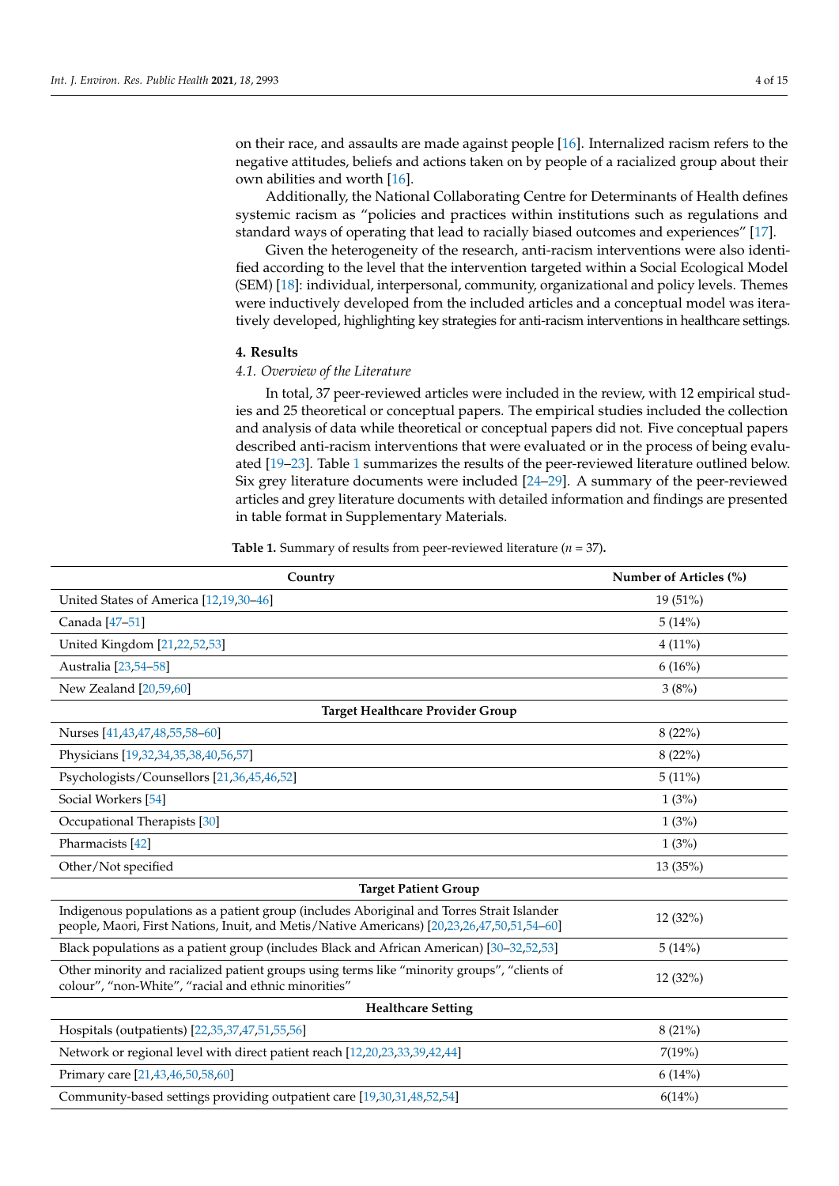on their race, and assaults are made against people [16]. Internalized racism refers to the negative attitudes, beliefs and actions taken on by people of a racialized group about their own abilities and worth [16].

Additionally, the National Collaborating Centre for Determinants of Health defines systemic racism as "policies and practices within institutions such as regulations and standard ways of operating that lead to racially biased outcomes and experiences" [17].

Given the heterogeneity of the research, anti-racism interventions were also identified according to the level that the intervention targeted within a Social Ecological Model (SEM) [18]: individual, interpersonal, community, organizational and policy levels. Themes were inductively developed from the included articles and a conceptual model was iteratively developed, highlighting key strategies for anti-racism interventions in healthcare settings.

## 4. Results

### *4.1. Overview of the Literature*

In total, 37 peer-reviewed articles were included in the review, with 12 empirical studies and 25 theoretical or conceptual papers. The empirical studies included the collection and analysis of data while theoretical or conceptual papers did not. Five conceptual papers described anti-racism interventions that were evaluated or in the process of being evaluated [19–23]. Table 1 summarizes the results of the peer-reviewed literature outlined below. Six grey literature documents were included [24–29]. A summary of the peer-reviewed articles and grey literature documents with detailed information and findings are presented in table format in Supplementary Materials.

**Table 1.** Summary of results from peer-reviewed literature ($n$ = 37).

| Country | Number of Articles (%) |
|---|---|
| United States of America [12,19,30–46] | 19 (51%) |
| Canada [47–51] | 5 (14%) |
| United Kingdom [21,22,52,53] | 4 (11%) |
| Australia [23,54–58] | 6 (16%) |
| New Zealand [20,59,60] | 3 (8%) |
| **Target Healthcare Provider Group** | |
| Nurses [41,43,47,48,55,58–60] | 8 (22%) |
| Physicians [19,32,34,35,38,40,56,57] | 8 (22%) |
| Psychologists/Counsellors [21,36,45,46,52] | 5 (11%) |
| Social Workers [54] | 1 (3%) |
| Occupational Therapists [30] | 1 (3%) |
| Pharmacists [42] | 1 (3%) |
| Other/Not specified | 13 (35%) |
| **Target Patient Group** | |
| Indigenous populations as a patient group (includes Aboriginal and Torres Strait Islander people, Maori, First Nations, Inuit, and Metis/Native Americans) [20,23,26,47,50,51,54–60] | 12 (32%) |
| Black populations as a patient group (includes Black and African American) [30–32,52,53] | 5 (14%) |
| Other minority and racialized patient groups using terms like "minority groups", "clients of colour", "non-White", "racial and ethnic minorities" | 12 (32%) |
| **Healthcare Setting** | |
| Hospitals (outpatients) [22,35,37,47,51,55,56] | 8 (21%) |
| Network or regional level with direct patient reach [12,20,23,33,39,42,44] | 7(19%) |
| Primary care [21,43,46,50,58,60] | 6 (14%) |
| Community-based settings providing outpatient care [19,30,31,48,52,54] | 6(14%) |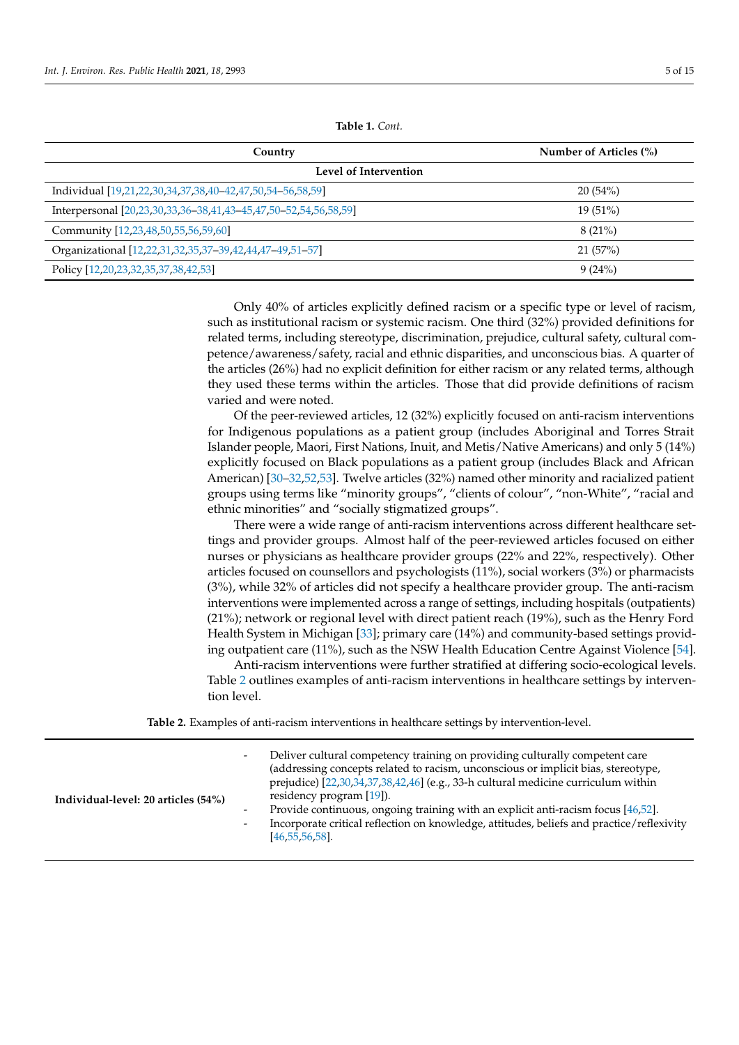**Table 1.** *Cont.*

| Country | Number of Articles (%) |
|---|---|
| **Level of Intervention** | |
| Individual [19,21,22,30,34,37,38,40–42,47,50,54–56,58,59] | 20 (54%) |
| Interpersonal [20,23,30,33,36–38,41,43–45,47,50–52,54,56,58,59] | 19 (51%) |
| Community [12,23,48,50,55,56,59,60] | 8 (21%) |
| Organizational [12,22,31,32,35,37–39,42,44,47–49,51–57] | 21 (57%) |
| Policy [12,20,23,32,35,37,38,42,53] | 9 (24%) |

Only 40% of articles explicitly defined racism or a specific type or level of racism, such as institutional racism or systemic racism. One third (32%) provided definitions for related terms, including stereotype, discrimination, prejudice, cultural safety, cultural competence/awareness/safety, racial and ethnic disparities, and unconscious bias. A quarter of the articles (26%) had no explicit definition for either racism or any related terms, although they used these terms within the articles. Those that did provide definitions of racism varied and were noted.

Of the peer-reviewed articles, 12 (32%) explicitly focused on anti-racism interventions for Indigenous populations as a patient group (includes Aboriginal and Torres Strait Islander people, Maori, First Nations, Inuit, and Metis/Native Americans) and only 5 (14%) explicitly focused on Black populations as a patient group (includes Black and African American) [30–32,52,53]. Twelve articles (32%) named other minority and racialized patient groups using terms like "minority groups", "clients of colour", "non-White", "racial and ethnic minorities" and "socially stigmatized groups".

There were a wide range of anti-racism interventions across different healthcare settings and provider groups. Almost half of the peer-reviewed articles focused on either nurses or physicians as healthcare provider groups (22% and 22%, respectively). Other articles focused on counsellors and psychologists (11%), social workers (3%) or pharmacists (3%), while 32% of articles did not specify a healthcare provider group. The anti-racism interventions were implemented across a range of settings, including hospitals (outpatients) (21%); network or regional level with direct patient reach (19%), such as the Henry Ford Health System in Michigan [33]; primary care (14%) and community-based settings providing outpatient care (11%), such as the NSW Health Education Centre Against Violence [54].

Anti-racism interventions were further stratified at differing socio-ecological levels. Table 2 outlines examples of anti-racism interventions in healthcare settings by intervention level.

**Table 2.** Examples of anti-racism interventions in healthcare settings by intervention-level.

| | |
|---|---|
| **Individual-level: 20 articles (54%)** | - Deliver cultural competency training on providing culturally competent care (addressing concepts related to racism, unconscious or implicit bias, stereotype, prejudice) [22,30,34,37,38,42,46] (e.g., 33-h cultural medicine curriculum within residency program [19]).<br>- Provide continuous, ongoing training with an explicit anti-racism focus [46,52].<br>- Incorporate critical reflection on knowledge, attitudes, beliefs and practice/reflexivity [46,55,56,58]. |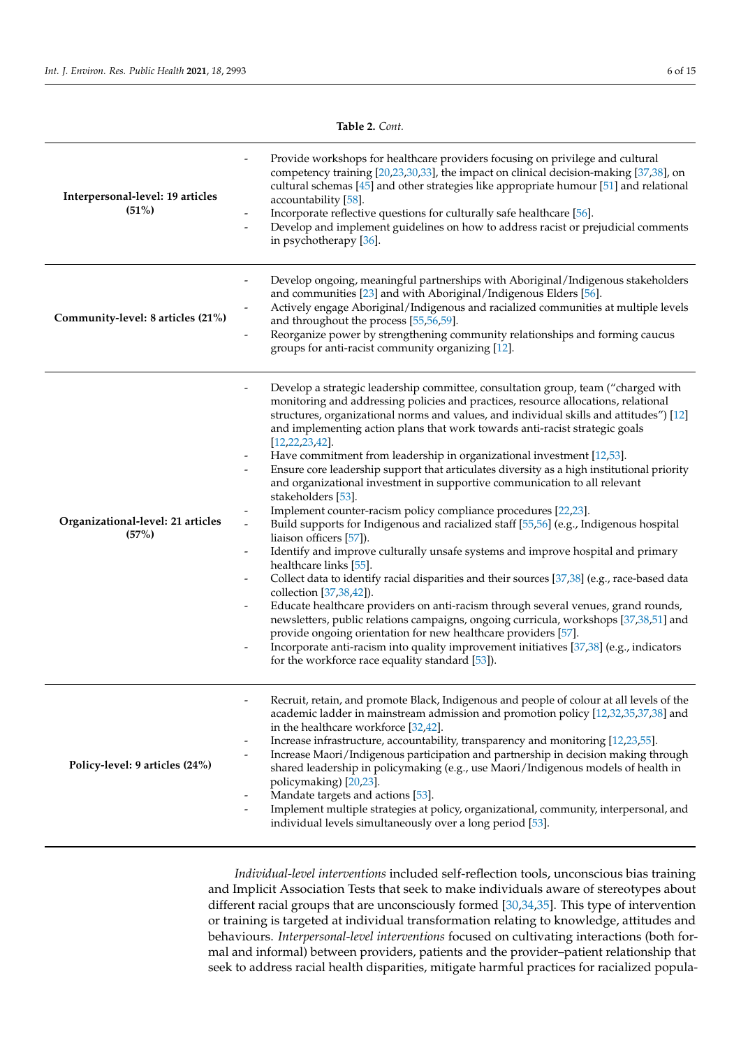**Table 2.** *Cont.*

| | |
|---|---|
| **Interpersonal-level: 19 articles (51%)** | - Provide workshops for healthcare providers focusing on privilege and cultural competency training [20,23,30,33], the impact on clinical decision-making [37,38], on cultural schemas [45] and other strategies like appropriate humour [51] and relational accountability [58].<br>- Incorporate reflective questions for culturally safe healthcare [56].<br>- Develop and implement guidelines on how to address racist or prejudicial comments in psychotherapy [36]. |
| **Community-level: 8 articles (21%)** | - Develop ongoing, meaningful partnerships with Aboriginal/Indigenous stakeholders and communities [23] and with Aboriginal/Indigenous Elders [56].<br>- Actively engage Aboriginal/Indigenous and racialized communities at multiple levels and throughout the process [55,56,59].<br>- Reorganize power by strengthening community relationships and forming caucus groups for anti-racist community organizing [12]. |
| **Organizational-level: 21 articles (57%)** | - Develop a strategic leadership committee, consultation group, team ("charged with monitoring and addressing policies and practices, resource allocations, relational structures, organizational norms and values, and individual skills and attitudes") [12] and implementing action plans that work towards anti-racist strategic goals [12,22,23,42].<br>- Have commitment from leadership in organizational investment [12,53].<br>- Ensure core leadership support that articulates diversity as a high institutional priority and organizational investment in supportive communication to all relevant stakeholders [53].<br>- Implement counter-racism policy compliance procedures [22,23].<br>- Build supports for Indigenous and racialized staff [55,56] (e.g., Indigenous hospital liaison officers [57]).<br>- Identify and improve culturally unsafe systems and improve hospital and primary healthcare links [55].<br>- Collect data to identify racial disparities and their sources [37,38] (e.g., race-based data collection [37,38,42]).<br>- Educate healthcare providers on anti-racism through several venues, grand rounds, newsletters, public relations campaigns, ongoing curricula, workshops [37,38,51] and provide ongoing orientation for new healthcare providers [57].<br>- Incorporate anti-racism into quality improvement initiatives [37,38] (e.g., indicators for the workforce race equality standard [53]). |
| **Policy-level: 9 articles (24%)** | - Recruit, retain, and promote Black, Indigenous and people of colour at all levels of the academic ladder in mainstream admission and promotion policy [12,32,35,37,38] and in the healthcare workforce [32,42].<br>- Increase infrastructure, accountability, transparency and monitoring [12,23,55].<br>- Increase Maori/Indigenous participation and partnership in decision making through shared leadership in policymaking (e.g., use Maori/Indigenous models of health in policymaking) [20,23].<br>- Mandate targets and actions [53].<br>- Implement multiple strategies at policy, organizational, community, interpersonal, and individual levels simultaneously over a long period [53]. |

*Individual-level interventions* included self-reflection tools, unconscious bias training and Implicit Association Tests that seek to make individuals aware of stereotypes about different racial groups that are unconsciously formed [30,34,35]. This type of intervention or training is targeted at individual transformation relating to knowledge, attitudes and behaviours. *Interpersonal-level interventions* focused on cultivating interactions (both formal and informal) between providers, patients and the provider–patient relationship that seek to address racial health disparities, mitigate harmful practices for racialized popula-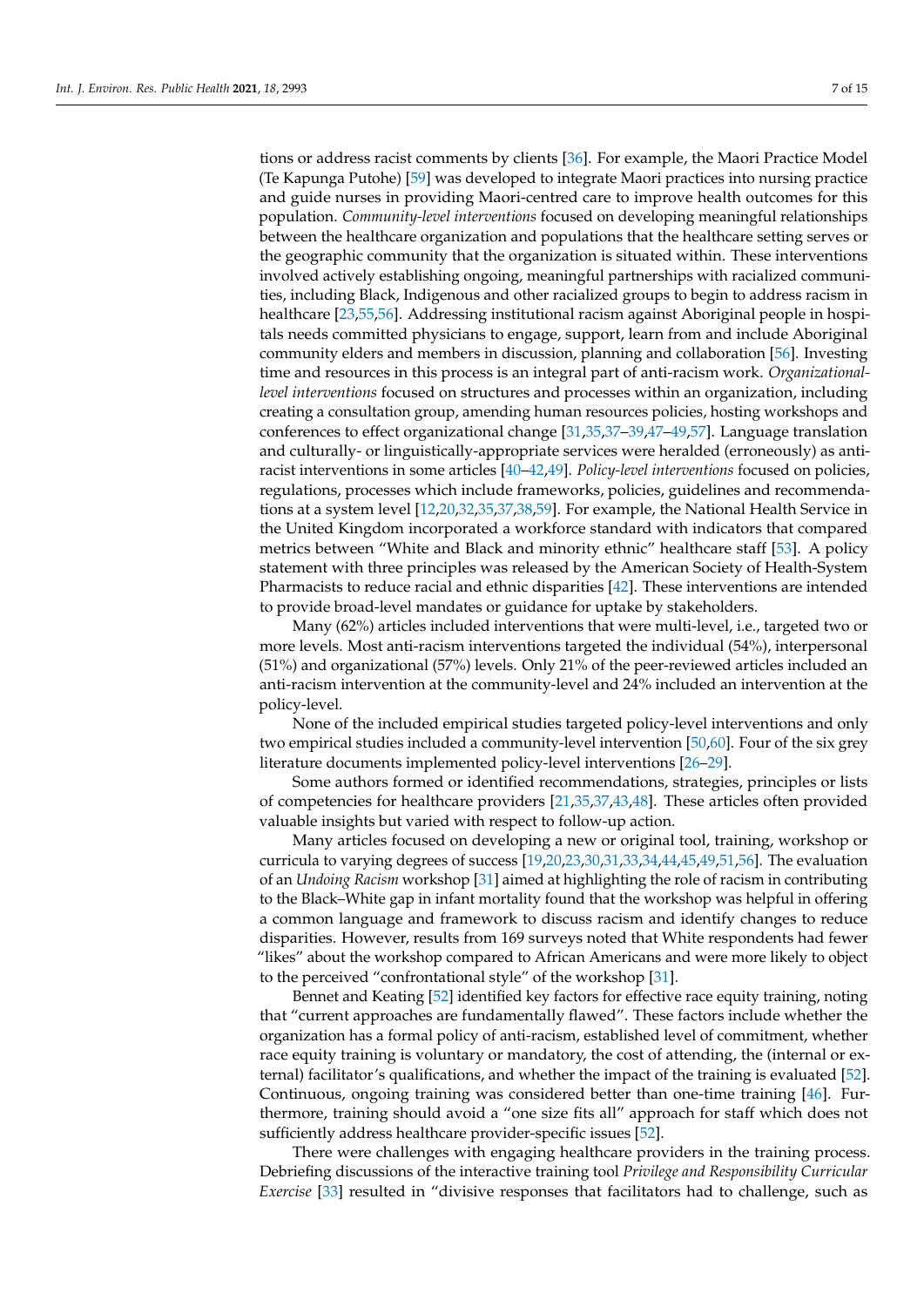tions or address racist comments by clients [36]. For example, the Maori Practice Model (Te Kapunga Putohe) [59] was developed to integrate Maori practices into nursing practice and guide nurses in providing Maori-centred care to improve health outcomes for this population. *Community-level interventions* focused on developing meaningful relationships between the healthcare organization and populations that the healthcare setting serves or the geographic community that the organization is situated within. These interventions involved actively establishing ongoing, meaningful partnerships with racialized communities, including Black, Indigenous and other racialized groups to begin to address racism in healthcare [23,55,56]. Addressing institutional racism against Aboriginal people in hospitals needs committed physicians to engage, support, learn from and include Aboriginal community elders and members in discussion, planning and collaboration [56]. Investing time and resources in this process is an integral part of anti-racism work. *Organizational-level interventions* focused on structures and processes within an organization, including creating a consultation group, amending human resources policies, hosting workshops and conferences to effect organizational change [31,35,37–39,47–49,57]. Language translation and culturally- or linguistically-appropriate services were heralded (erroneously) as anti-racist interventions in some articles [40–42,49]. *Policy-level interventions* focused on policies, regulations, processes which include frameworks, policies, guidelines and recommendations at a system level [12,20,32,35,37,38,59]. For example, the National Health Service in the United Kingdom incorporated a workforce standard with indicators that compared metrics between "White and Black and minority ethnic" healthcare staff [53]. A policy statement with three principles was released by the American Society of Health-System Pharmacists to reduce racial and ethnic disparities [42]. These interventions are intended to provide broad-level mandates or guidance for uptake by stakeholders.

Many (62%) articles included interventions that were multi-level, i.e., targeted two or more levels. Most anti-racism interventions targeted the individual (54%), interpersonal (51%) and organizational (57%) levels. Only 21% of the peer-reviewed articles included an anti-racism intervention at the community-level and 24% included an intervention at the policy-level.

None of the included empirical studies targeted policy-level interventions and only two empirical studies included a community-level intervention [50,60]. Four of the six grey literature documents implemented policy-level interventions [26–29].

Some authors formed or identified recommendations, strategies, principles or lists of competencies for healthcare providers [21,35,37,43,48]. These articles often provided valuable insights but varied with respect to follow-up action.

Many articles focused on developing a new or original tool, training, workshop or curricula to varying degrees of success [19,20,23,30,31,33,34,44,45,49,51,56]. The evaluation of an *Undoing Racism* workshop [31] aimed at highlighting the role of racism in contributing to the Black–White gap in infant mortality found that the workshop was helpful in offering a common language and framework to discuss racism and identify changes to reduce disparities. However, results from 169 surveys noted that White respondents had fewer "likes" about the workshop compared to African Americans and were more likely to object to the perceived "confrontational style" of the workshop [31].

Bennet and Keating [52] identified key factors for effective race equity training, noting that "current approaches are fundamentally flawed". These factors include whether the organization has a formal policy of anti-racism, established level of commitment, whether race equity training is voluntary or mandatory, the cost of attending, the (internal or external) facilitator's qualifications, and whether the impact of the training is evaluated [52]. Continuous, ongoing training was considered better than one-time training [46]. Furthermore, training should avoid a "one size fits all" approach for staff which does not sufficiently address healthcare provider-specific issues [52].

There were challenges with engaging healthcare providers in the training process. Debriefing discussions of the interactive training tool *Privilege and Responsibility Curricular Exercise* [33] resulted in "divisive responses that facilitators had to challenge, such as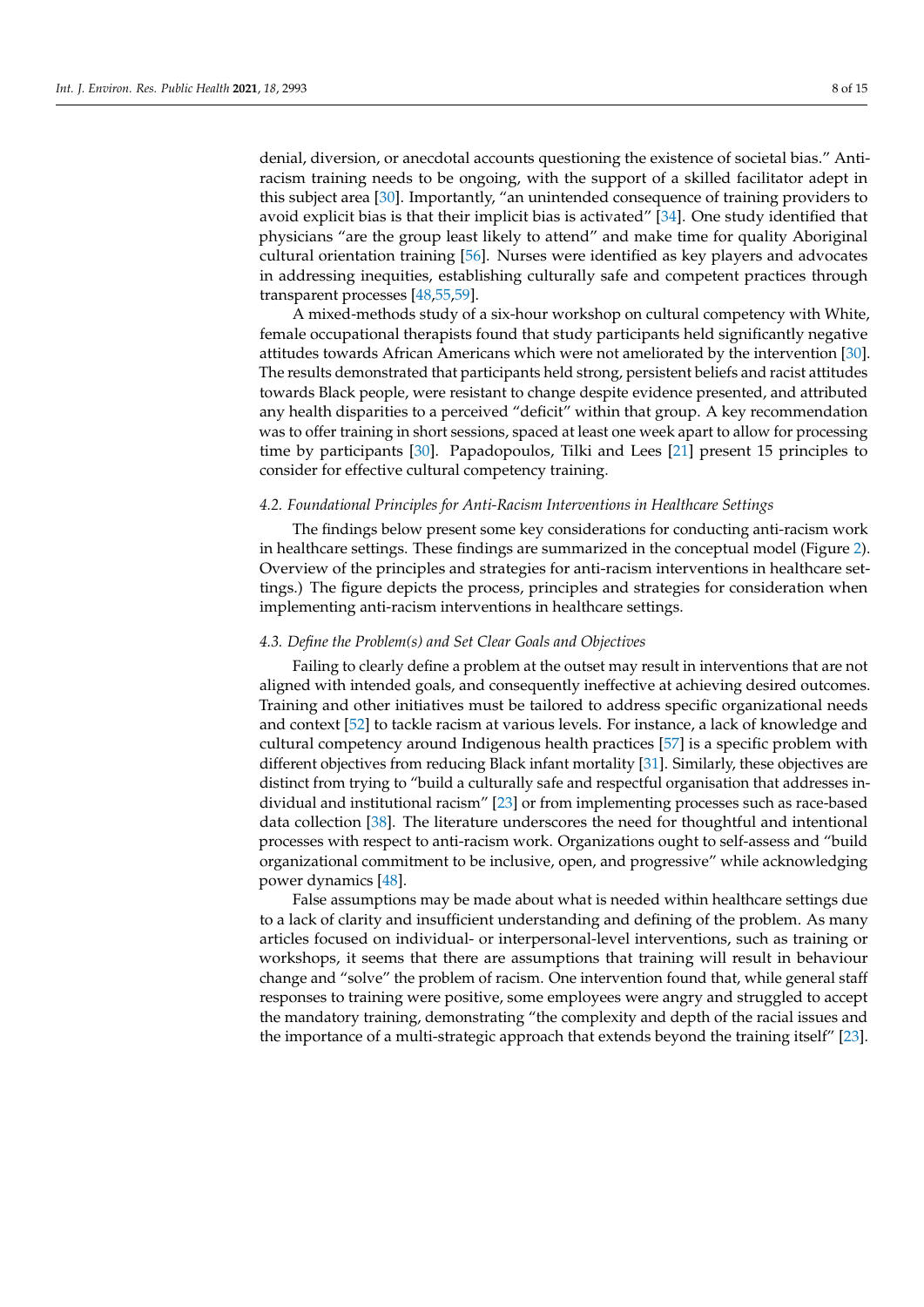denial, diversion, or anecdotal accounts questioning the existence of societal bias." Anti-racism training needs to be ongoing, with the support of a skilled facilitator adept in this subject area [30]. Importantly, "an unintended consequence of training providers to avoid explicit bias is that their implicit bias is activated" [34]. One study identified that physicians "are the group least likely to attend" and make time for quality Aboriginal cultural orientation training [56]. Nurses were identified as key players and advocates in addressing inequities, establishing culturally safe and competent practices through transparent processes [48,55,59].

A mixed-methods study of a six-hour workshop on cultural competency with White, female occupational therapists found that study participants held significantly negative attitudes towards African Americans which were not ameliorated by the intervention [30]. The results demonstrated that participants held strong, persistent beliefs and racist attitudes towards Black people, were resistant to change despite evidence presented, and attributed any health disparities to a perceived "deficit" within that group. A key recommendation was to offer training in short sessions, spaced at least one week apart to allow for processing time by participants [30]. Papadopoulos, Tilki and Lees [21] present 15 principles to consider for effective cultural competency training.

### *4.2. Foundational Principles for Anti-Racism Interventions in Healthcare Settings*

The findings below present some key considerations for conducting anti-racism work in healthcare settings. These findings are summarized in the conceptual model (Figure 2). Overview of the principles and strategies for anti-racism interventions in healthcare settings.) The figure depicts the process, principles and strategies for consideration when implementing anti-racism interventions in healthcare settings.

### *4.3. Define the Problem(s) and Set Clear Goals and Objectives*

Failing to clearly define a problem at the outset may result in interventions that are not aligned with intended goals, and consequently ineffective at achieving desired outcomes. Training and other initiatives must be tailored to address specific organizational needs and context [52] to tackle racism at various levels. For instance, a lack of knowledge and cultural competency around Indigenous health practices [57] is a specific problem with different objectives from reducing Black infant mortality [31]. Similarly, these objectives are distinct from trying to "build a culturally safe and respectful organisation that addresses individual and institutional racism" [23] or from implementing processes such as race-based data collection [38]. The literature underscores the need for thoughtful and intentional processes with respect to anti-racism work. Organizations ought to self-assess and "build organizational commitment to be inclusive, open, and progressive" while acknowledging power dynamics [48].

False assumptions may be made about what is needed within healthcare settings due to a lack of clarity and insufficient understanding and defining of the problem. As many articles focused on individual- or interpersonal-level interventions, such as training or workshops, it seems that there are assumptions that training will result in behaviour change and "solve" the problem of racism. One intervention found that, while general staff responses to training were positive, some employees were angry and struggled to accept the mandatory training, demonstrating "the complexity and depth of the racial issues and the importance of a multi-strategic approach that extends beyond the training itself" [23].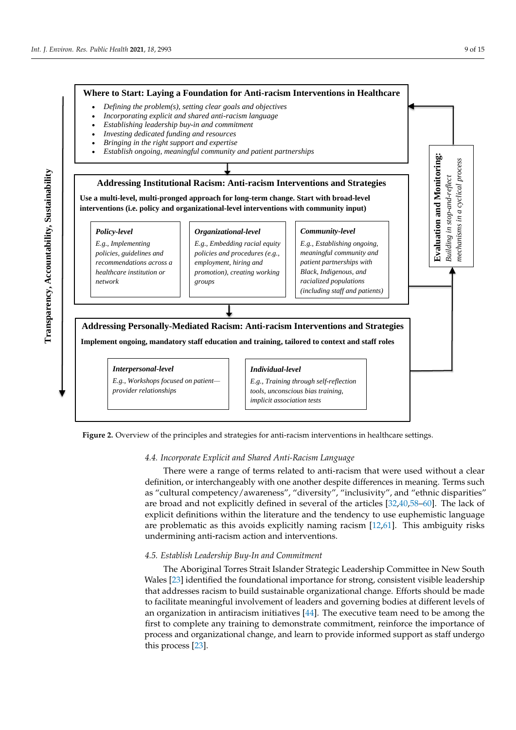**Transparency, Accountability, Sustainability**

**Where to Start: Laying a Foundation for Anti-racism Interventions in Healthcare**

- *Defining the problem(s), setting clear goals and objectives*
- *Incorporating explicit and shared anti-racism language*
- *Establishing leadership buy-in and commitment*
- *Investing dedicated funding and resources*
- *Bringing in the right support and expertise*
- *Establish ongoing, meaningful community and patient partnerships*

**Addressing Institutional Racism: Anti-racism Interventions and Strategies**

**Use a multi-level, multi-pronged approach for long-term change. Start with broad-level interventions (i.e. policy and organizational-level interventions with community input)**

***Policy-level***
*E.g., Implementing policies, guidelines and recommendations across a healthcare institution or network*

***Organizational-level***
*E.g., Embedding racial equity policies and procedures (e.g., employment, hiring and promotion), creating working groups*

***Community-level***
*E.g., Establishing ongoing, meaningful community and patient partnerships with Black, Indigenous, and racialized populations (including staff and patients)*

**Addressing Personally-Mediated Racism: Anti-racism Interventions and Strategies**

**Implement ongoing, mandatory staff education and training, tailored to context and staff roles**

***Interpersonal-level***
*E.g., Workshops focused on patient—provider relationships*

***Individual-level***
*E.g., Training through self-reflection tools, unconscious bias training, implicit association tests*

**Evaluation and Monitoring:** *Building in stop-and-reflect mechanisms in a cyclical process*

**Figure 2.** Overview of the principles and strategies for anti-racism interventions in healthcare settings.

### *4.4. Incorporate Explicit and Shared Anti-Racism Language*

There were a range of terms related to anti-racism that were used without a clear definition, or interchangeably with one another despite differences in meaning. Terms such as "cultural competency/awareness", "diversity", "inclusivity", and "ethnic disparities" are broad and not explicitly defined in several of the articles [32,40,58–60]. The lack of explicit definitions within the literature and the tendency to use euphemistic language are problematic as this avoids explicitly naming racism [12,61]. This ambiguity risks undermining anti-racism action and interventions.

### *4.5. Establish Leadership Buy-In and Commitment*

The Aboriginal Torres Strait Islander Strategic Leadership Committee in New South Wales [23] identified the foundational importance for strong, consistent visible leadership that addresses racism to build sustainable organizational change. Efforts should be made to facilitate meaningful involvement of leaders and governing bodies at different levels of an organization in antiracism initiatives [44]. The executive team need to be among the first to complete any training to demonstrate commitment, reinforce the importance of process and organizational change, and learn to provide informed support as staff undergo this process [23].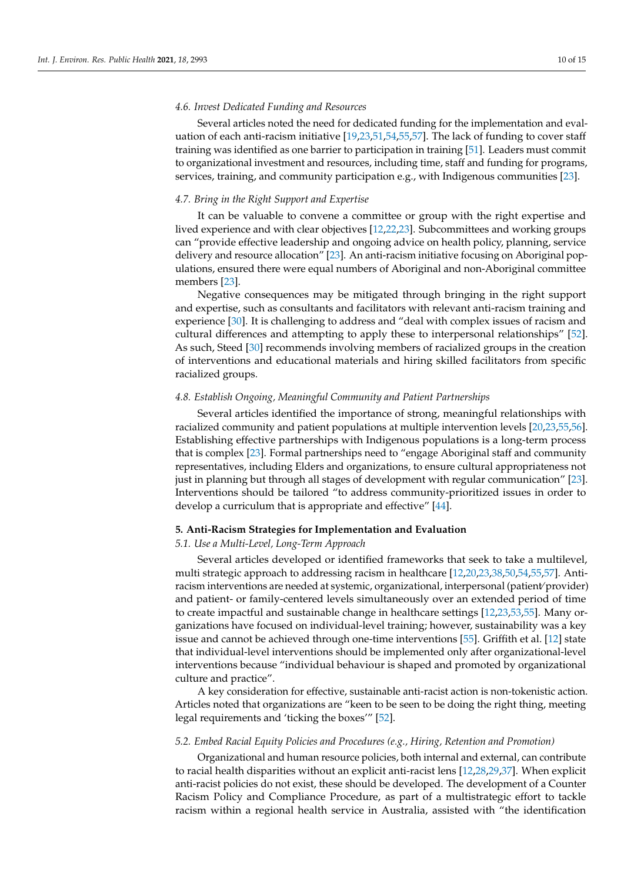### 4.6. Invest Dedicated Funding and Resources

Several articles noted the need for dedicated funding for the implementation and evaluation of each anti-racism initiative [19,23,51,54,55,57]. The lack of funding to cover staff training was identified as one barrier to participation in training [51]. Leaders must commit to organizational investment and resources, including time, staff and funding for programs, services, training, and community participation e.g., with Indigenous communities [23].

### 4.7. Bring in the Right Support and Expertise

It can be valuable to convene a committee or group with the right expertise and lived experience and with clear objectives [12,22,23]. Subcommittees and working groups can "provide effective leadership and ongoing advice on health policy, planning, service delivery and resource allocation" [23]. An anti-racism initiative focusing on Aboriginal populations, ensured there were equal numbers of Aboriginal and non-Aboriginal committee members [23].

Negative consequences may be mitigated through bringing in the right support and expertise, such as consultants and facilitators with relevant anti-racism training and experience [30]. It is challenging to address and "deal with complex issues of racism and cultural differences and attempting to apply these to interpersonal relationships" [52]. As such, Steed [30] recommends involving members of racialized groups in the creation of interventions and educational materials and hiring skilled facilitators from specific racialized groups.

### 4.8. Establish Ongoing, Meaningful Community and Patient Partnerships

Several articles identified the importance of strong, meaningful relationships with racialized community and patient populations at multiple intervention levels [20,23,55,56]. Establishing effective partnerships with Indigenous populations is a long-term process that is complex [23]. Formal partnerships need to "engage Aboriginal staff and community representatives, including Elders and organizations, to ensure cultural appropriateness not just in planning but through all stages of development with regular communication" [23]. Interventions should be tailored "to address community-prioritized issues in order to develop a curriculum that is appropriate and effective" [44].

## 5. Anti-Racism Strategies for Implementation and Evaluation

### 5.1. Use a Multi-Level, Long-Term Approach

Several articles developed or identified frameworks that seek to take a multilevel, multi strategic approach to addressing racism in healthcare [12,20,23,38,50,54,55,57]. Anti-racism interventions are needed at systemic, organizational, interpersonal (patient/provider) and patient- or family-centered levels simultaneously over an extended period of time to create impactful and sustainable change in healthcare settings [12,23,53,55]. Many organizations have focused on individual-level training; however, sustainability was a key issue and cannot be achieved through one-time interventions [55]. Griffith et al. [12] state that individual-level interventions should be implemented only after organizational-level interventions because "individual behaviour is shaped and promoted by organizational culture and practice".

A key consideration for effective, sustainable anti-racist action is non-tokenistic action. Articles noted that organizations are "keen to be seen to be doing the right thing, meeting legal requirements and 'ticking the boxes'" [52].

### 5.2. Embed Racial Equity Policies and Procedures (e.g., Hiring, Retention and Promotion)

Organizational and human resource policies, both internal and external, can contribute to racial health disparities without an explicit anti-racist lens [12,28,29,37]. When explicit anti-racist policies do not exist, these should be developed. The development of a Counter Racism Policy and Compliance Procedure, as part of a multistrategic effort to tackle racism within a regional health service in Australia, assisted with "the identification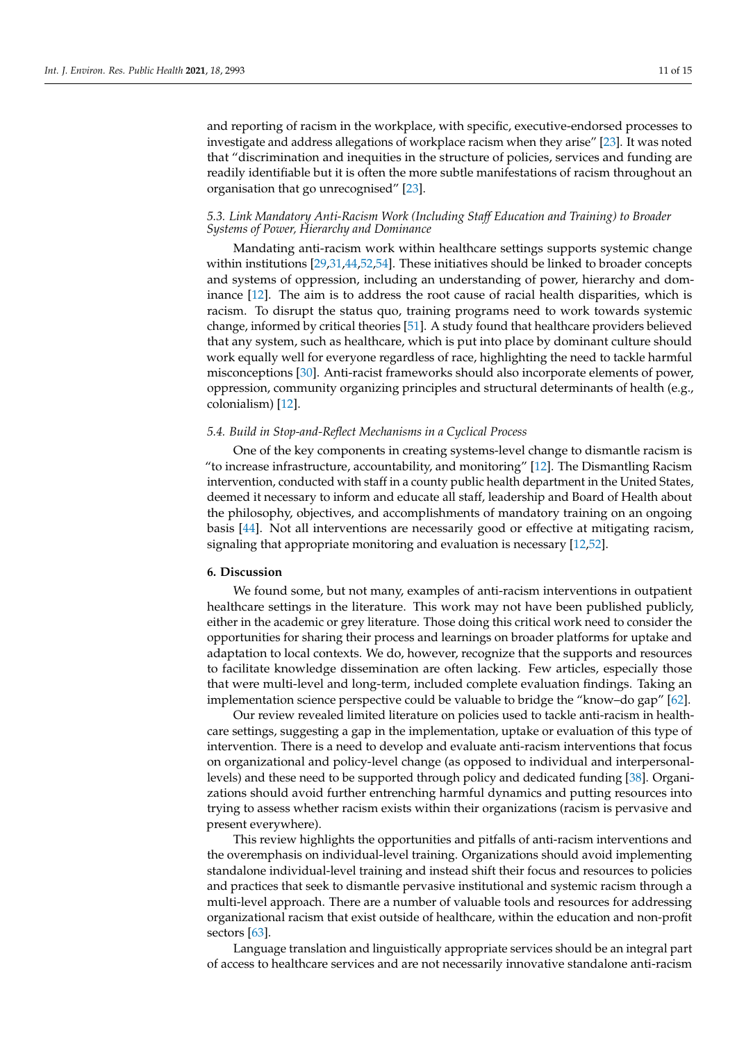and reporting of racism in the workplace, with specific, executive-endorsed processes to investigate and address allegations of workplace racism when they arise" [23]. It was noted that "discrimination and inequities in the structure of policies, services and funding are readily identifiable but it is often the more subtle manifestations of racism throughout an organisation that go unrecognised" [23].

### *5.3. Link Mandatory Anti-Racism Work (Including Staff Education and Training) to Broader Systems of Power, Hierarchy and Dominance*

Mandating anti-racism work within healthcare settings supports systemic change within institutions [29,31,44,52,54]. These initiatives should be linked to broader concepts and systems of oppression, including an understanding of power, hierarchy and dominance [12]. The aim is to address the root cause of racial health disparities, which is racism. To disrupt the status quo, training programs need to work towards systemic change, informed by critical theories [51]. A study found that healthcare providers believed that any system, such as healthcare, which is put into place by dominant culture should work equally well for everyone regardless of race, highlighting the need to tackle harmful misconceptions [30]. Anti-racist frameworks should also incorporate elements of power, oppression, community organizing principles and structural determinants of health (e.g., colonialism) [12].

### *5.4. Build in Stop-and-Reflect Mechanisms in a Cyclical Process*

One of the key components in creating systems-level change to dismantle racism is "to increase infrastructure, accountability, and monitoring" [12]. The Dismantling Racism intervention, conducted with staff in a county public health department in the United States, deemed it necessary to inform and educate all staff, leadership and Board of Health about the philosophy, objectives, and accomplishments of mandatory training on an ongoing basis [44]. Not all interventions are necessarily good or effective at mitigating racism, signaling that appropriate monitoring and evaluation is necessary [12,52].

## **6. Discussion**

We found some, but not many, examples of anti-racism interventions in outpatient healthcare settings in the literature. This work may not have been published publicly, either in the academic or grey literature. Those doing this critical work need to consider the opportunities for sharing their process and learnings on broader platforms for uptake and adaptation to local contexts. We do, however, recognize that the supports and resources to facilitate knowledge dissemination are often lacking. Few articles, especially those that were multi-level and long-term, included complete evaluation findings. Taking an implementation science perspective could be valuable to bridge the "know–do gap" [62].

Our review revealed limited literature on policies used to tackle anti-racism in healthcare settings, suggesting a gap in the implementation, uptake or evaluation of this type of intervention. There is a need to develop and evaluate anti-racism interventions that focus on organizational and policy-level change (as opposed to individual and interpersonal-levels) and these need to be supported through policy and dedicated funding [38]. Organizations should avoid further entrenching harmful dynamics and putting resources into trying to assess whether racism exists within their organizations (racism is pervasive and present everywhere).

This review highlights the opportunities and pitfalls of anti-racism interventions and the overemphasis on individual-level training. Organizations should avoid implementing standalone individual-level training and instead shift their focus and resources to policies and practices that seek to dismantle pervasive institutional and systemic racism through a multi-level approach. There are a number of valuable tools and resources for addressing organizational racism that exist outside of healthcare, within the education and non-profit sectors [63].

Language translation and linguistically appropriate services should be an integral part of access to healthcare services and are not necessarily innovative standalone anti-racism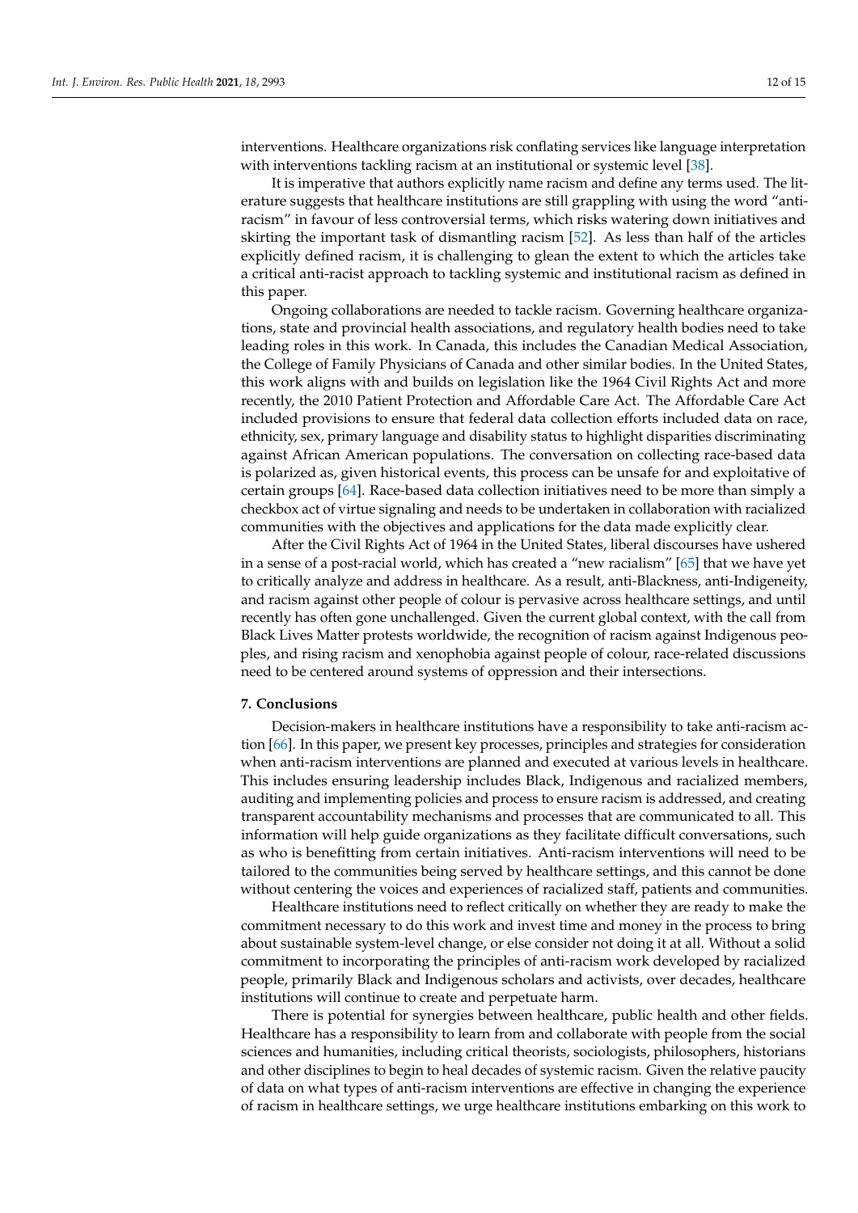interventions. Healthcare organizations risk conflating services like language interpretation with interventions tackling racism at an institutional or systemic level [38].

It is imperative that authors explicitly name racism and define any terms used. The literature suggests that healthcare institutions are still grappling with using the word "anti-racism" in favour of less controversial terms, which risks watering down initiatives and skirting the important task of dismantling racism [52]. As less than half of the articles explicitly defined racism, it is challenging to glean the extent to which the articles take a critical anti-racist approach to tackling systemic and institutional racism as defined in this paper.

Ongoing collaborations are needed to tackle racism. Governing healthcare organizations, state and provincial health associations, and regulatory health bodies need to take leading roles in this work. In Canada, this includes the Canadian Medical Association, the College of Family Physicians of Canada and other similar bodies. In the United States, this work aligns with and builds on legislation like the 1964 Civil Rights Act and more recently, the 2010 Patient Protection and Affordable Care Act. The Affordable Care Act included provisions to ensure that federal data collection efforts included data on race, ethnicity, sex, primary language and disability status to highlight disparities discriminating against African American populations. The conversation on collecting race-based data is polarized as, given historical events, this process can be unsafe for and exploitative of certain groups [64]. Race-based data collection initiatives need to be more than simply a checkbox act of virtue signaling and needs to be undertaken in collaboration with racialized communities with the objectives and applications for the data made explicitly clear.

After the Civil Rights Act of 1964 in the United States, liberal discourses have ushered in a sense of a post-racial world, which has created a "new racialism" [65] that we have yet to critically analyze and address in healthcare. As a result, anti-Blackness, anti-Indigeneity, and racism against other people of colour is pervasive across healthcare settings, and until recently has often gone unchallenged. Given the current global context, with the call from Black Lives Matter protests worldwide, the recognition of racism against Indigenous peoples, and rising racism and xenophobia against people of colour, race-related discussions need to be centered around systems of oppression and their intersections.

## 7. Conclusions

Decision-makers in healthcare institutions have a responsibility to take anti-racism action [66]. In this paper, we present key processes, principles and strategies for consideration when anti-racism interventions are planned and executed at various levels in healthcare. This includes ensuring leadership includes Black, Indigenous and racialized members, auditing and implementing policies and process to ensure racism is addressed, and creating transparent accountability mechanisms and processes that are communicated to all. This information will help guide organizations as they facilitate difficult conversations, such as who is benefitting from certain initiatives. Anti-racism interventions will need to be tailored to the communities being served by healthcare settings, and this cannot be done without centering the voices and experiences of racialized staff, patients and communities.

Healthcare institutions need to reflect critically on whether they are ready to make the commitment necessary to do this work and invest time and money in the process to bring about sustainable system-level change, or else consider not doing it at all. Without a solid commitment to incorporating the principles of anti-racism work developed by racialized people, primarily Black and Indigenous scholars and activists, over decades, healthcare institutions will continue to create and perpetuate harm.

There is potential for synergies between healthcare, public health and other fields. Healthcare has a responsibility to learn from and collaborate with people from the social sciences and humanities, including critical theorists, sociologists, philosophers, historians and other disciplines to begin to heal decades of systemic racism. Given the relative paucity of data on what types of anti-racism interventions are effective in changing the experience of racism in healthcare settings, we urge healthcare institutions embarking on this work to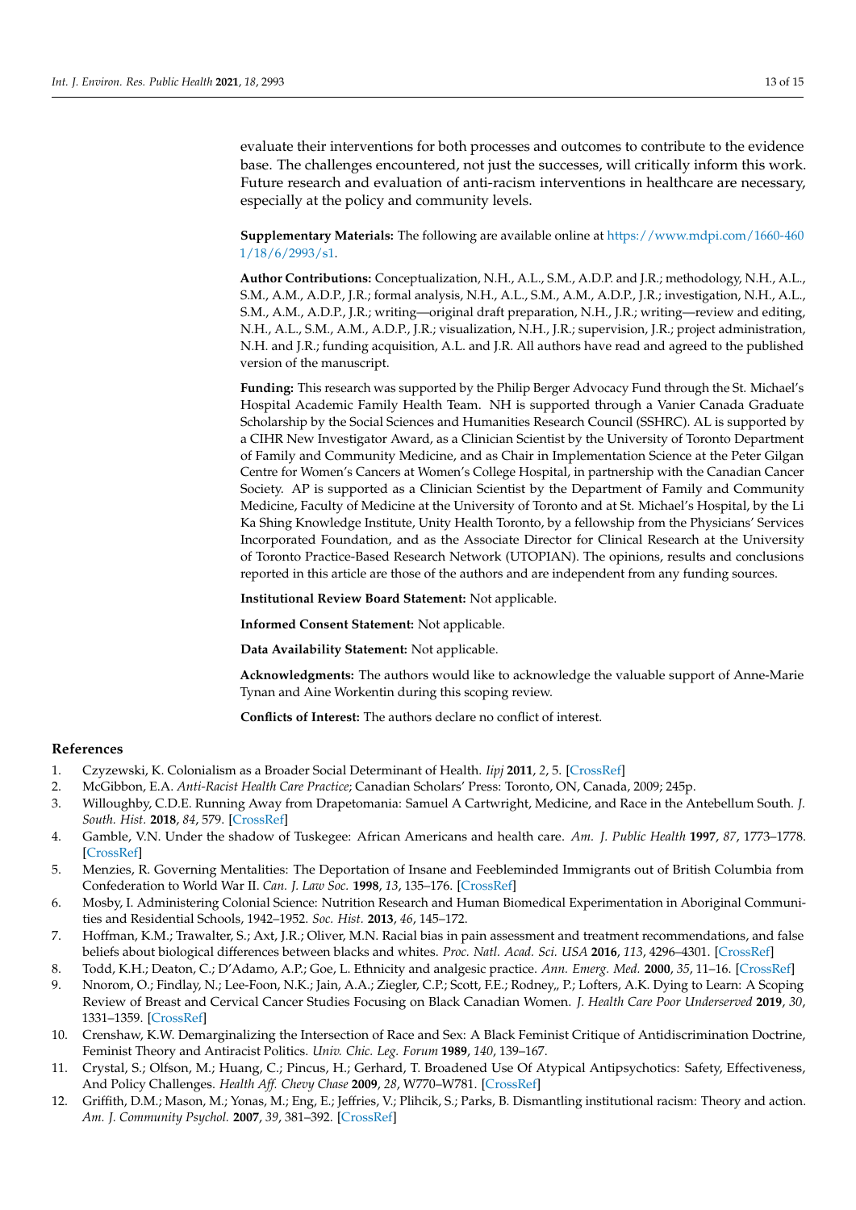evaluate their interventions for both processes and outcomes to contribute to the evidence base. The challenges encountered, not just the successes, will critically inform this work. Future research and evaluation of anti-racism interventions in healthcare are necessary, especially at the policy and community levels.

**Supplementary Materials:** The following are available online at https://www.mdpi.com/1660-4601/18/6/2993/s1.

**Author Contributions:** Conceptualization, N.H., A.L., S.M., A.D.P. and J.R.; methodology, N.H., A.L., S.M., A.M., A.D.P., J.R.; formal analysis, N.H., A.L., S.M., A.M., A.D.P., J.R.; investigation, N.H., A.L., S.M., A.M., A.D.P., J.R.; writing—original draft preparation, N.H., J.R.; writing—review and editing, N.H., A.L., S.M., A.M., A.D.P., J.R.; visualization, N.H., J.R.; supervision, J.R.; project administration, N.H. and J.R.; funding acquisition, A.L. and J.R. All authors have read and agreed to the published version of the manuscript.

**Funding:** This research was supported by the Philip Berger Advocacy Fund through the St. Michael's Hospital Academic Family Health Team. NH is supported through a Vanier Canada Graduate Scholarship by the Social Sciences and Humanities Research Council (SSHRC). AL is supported by a CIHR New Investigator Award, as a Clinician Scientist by the University of Toronto Department of Family and Community Medicine, and as Chair in Implementation Science at the Peter Gilgan Centre for Women's Cancers at Women's College Hospital, in partnership with the Canadian Cancer Society. AP is supported as a Clinician Scientist by the Department of Family and Community Medicine, Faculty of Medicine at the University of Toronto and at St. Michael's Hospital, by the Li Ka Shing Knowledge Institute, Unity Health Toronto, by a fellowship from the Physicians' Services Incorporated Foundation, and as the Associate Director for Clinical Research at the University of Toronto Practice-Based Research Network (UTOPIAN). The opinions, results and conclusions reported in this article are those of the authors and are independent from any funding sources.

**Institutional Review Board Statement:** Not applicable.

**Informed Consent Statement:** Not applicable.

**Data Availability Statement:** Not applicable.

**Acknowledgments:** The authors would like to acknowledge the valuable support of Anne-Marie Tynan and Aine Workentin during this scoping review.

**Conflicts of Interest:** The authors declare no conflict of interest.

## References

1. Czyzewski, K. Colonialism as a Broader Social Determinant of Health. *Iipj* **2011**, *2*, 5. [CrossRef]
2. McGibbon, E.A. *Anti-Racist Health Care Practice*; Canadian Scholars' Press: Toronto, ON, Canada, 2009; 245p.
3. Willoughby, C.D.E. Running Away from Drapetomania: Samuel A Cartwright, Medicine, and Race in the Antebellum South. *J. South. Hist.* **2018**, *84*, 579. [CrossRef]
4. Gamble, V.N. Under the shadow of Tuskegee: African Americans and health care. *Am. J. Public Health* **1997**, *87*, 1773–1778. [CrossRef]
5. Menzies, R. Governing Mentalities: The Deportation of Insane and Feebleminded Immigrants out of British Columbia from Confederation to World War II. *Can. J. Law Soc.* **1998**, *13*, 135–176. [CrossRef]
6. Mosby, I. Administering Colonial Science: Nutrition Research and Human Biomedical Experimentation in Aboriginal Communities and Residential Schools, 1942–1952. *Soc. Hist.* **2013**, *46*, 145–172.
7. Hoffman, K.M.; Trawalter, S.; Axt, J.R.; Oliver, M.N. Racial bias in pain assessment and treatment recommendations, and false beliefs about biological differences between blacks and whites. *Proc. Natl. Acad. Sci. USA* **2016**, *113*, 4296–4301. [CrossRef]
8. Todd, K.H.; Deaton, C.; D'Adamo, A.P.; Goe, L. Ethnicity and analgesic practice. *Ann. Emerg. Med.* **2000**, *35*, 11–16. [CrossRef]
9. Nnorom, O.; Findlay, N.; Lee-Foon, N.K.; Jain, A.A.; Ziegler, C.P.; Scott, F.E.; Rodney,, P.; Lofters, A.K. Dying to Learn: A Scoping Review of Breast and Cervical Cancer Studies Focusing on Black Canadian Women. *J. Health Care Poor Underserved* **2019**, *30*, 1331–1359. [CrossRef]
10. Crenshaw, K.W. Demarginalizing the Intersection of Race and Sex: A Black Feminist Critique of Antidiscrimination Doctrine, Feminist Theory and Antiracist Politics. *Univ. Chic. Leg. Forum* **1989**, *140*, 139–167.
11. Crystal, S.; Olfson, M.; Huang, C.; Pincus, H.; Gerhard, T. Broadened Use Of Atypical Antipsychotics: Safety, Effectiveness, And Policy Challenges. *Health Aff. Chevy Chase* **2009**, *28*, W770–W781. [CrossRef]
12. Griffith, D.M.; Mason, M.; Yonas, M.; Eng, E.; Jeffries, V.; Plihcik, S.; Parks, B. Dismantling institutional racism: Theory and action. *Am. J. Community Psychol.* **2007**, *39*, 381–392. [CrossRef]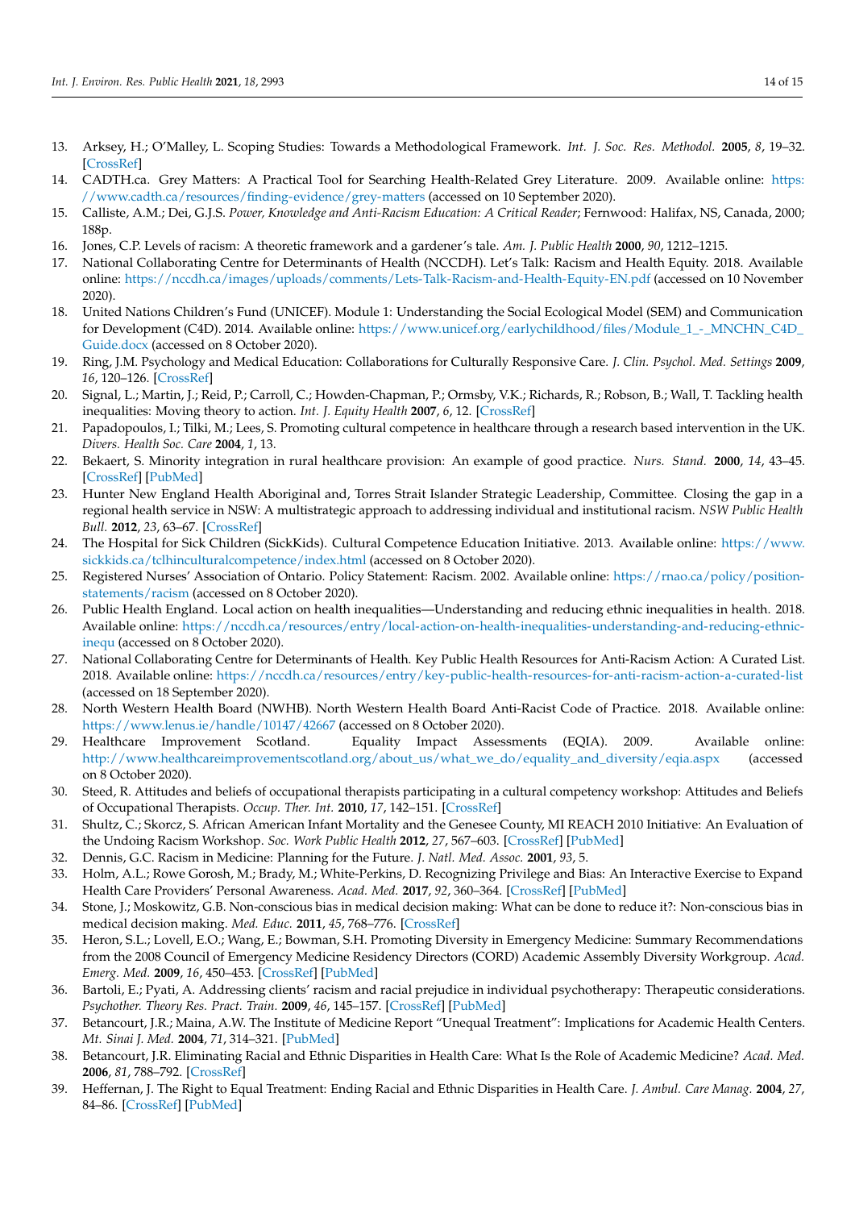13. Arksey, H.; O'Malley, L. Scoping Studies: Towards a Methodological Framework. *Int. J. Soc. Res. Methodol.* **2005**, *8*, 19–32. [CrossRef]
14. CADTH.ca. Grey Matters: A Practical Tool for Searching Health-Related Grey Literature. 2009. Available online: https://www.cadth.ca/resources/finding-evidence/grey-matters (accessed on 10 September 2020).
15. Calliste, A.M.; Dei, G.J.S. *Power, Knowledge and Anti-Racism Education: A Critical Reader*; Fernwood: Halifax, NS, Canada, 2000; 188p.
16. Jones, C.P. Levels of racism: A theoretic framework and a gardener's tale. *Am. J. Public Health* **2000**, *90*, 1212–1215.
17. National Collaborating Centre for Determinants of Health (NCCDH). Let's Talk: Racism and Health Equity. 2018. Available online: https://nccdh.ca/images/uploads/comments/Lets-Talk-Racism-and-Health-Equity-EN.pdf (accessed on 10 November 2020).
18. United Nations Children's Fund (UNICEF). Module 1: Understanding the Social Ecological Model (SEM) and Communication for Development (C4D). 2014. Available online: https://www.unicef.org/earlychildhood/files/Module_1_-_MNCHN_C4D_Guide.docx (accessed on 8 October 2020).
19. Ring, J.M. Psychology and Medical Education: Collaborations for Culturally Responsive Care. *J. Clin. Psychol. Med. Settings* **2009**, *16*, 120–126. [CrossRef]
20. Signal, L.; Martin, J.; Reid, P.; Carroll, C.; Howden-Chapman, P.; Ormsby, V.K.; Richards, R.; Robson, B.; Wall, T. Tackling health inequalities: Moving theory to action. *Int. J. Equity Health* **2007**, *6*, 12. [CrossRef]
21. Papadopoulos, I.; Tilki, M.; Lees, S. Promoting cultural competence in healthcare through a research based intervention in the UK. *Divers. Health Soc. Care* **2004**, *1*, 13.
22. Bekaert, S. Minority integration in rural healthcare provision: An example of good practice. *Nurs. Stand.* **2000**, *14*, 43–45. [CrossRef] [PubMed]
23. Hunter New England Health Aboriginal and, Torres Strait Islander Strategic Leadership, Committee. Closing the gap in a regional health service in NSW: A multistrategic approach to addressing individual and institutional racism. *NSW Public Health Bull.* **2012**, *23*, 63–67. [CrossRef]
24. The Hospital for Sick Children (SickKids). Cultural Competence Education Initiative. 2013. Available online: https://www.sickkids.ca/tclhinculturalcompetence/index.html (accessed on 8 October 2020).
25. Registered Nurses' Association of Ontario. Policy Statement: Racism. 2002. Available online: https://rnao.ca/policy/position-statements/racism (accessed on 8 October 2020).
26. Public Health England. Local action on health inequalities—Understanding and reducing ethnic inequalities in health. 2018. Available online: https://nccdh.ca/resources/entry/local-action-on-health-inequalities-understanding-and-reducing-ethnic-inequ (accessed on 8 October 2020).
27. National Collaborating Centre for Determinants of Health. Key Public Health Resources for Anti-Racism Action: A Curated List. 2018. Available online: https://nccdh.ca/resources/entry/key-public-health-resources-for-anti-racism-action-a-curated-list (accessed on 18 September 2020).
28. North Western Health Board (NWHB). North Western Health Board Anti-Racist Code of Practice. 2018. Available online: https://www.lenus.ie/handle/10147/42667 (accessed on 8 October 2020).
29. Healthcare Improvement Scotland. Equality Impact Assessments (EQIA). 2009. Available online: http://www.healthcareimprovementscotland.org/about_us/what_we_do/equality_and_diversity/eqia.aspx (accessed on 8 October 2020).
30. Steed, R. Attitudes and beliefs of occupational therapists participating in a cultural competency workshop: Attitudes and Beliefs of Occupational Therapists. *Occup. Ther. Int.* **2010**, *17*, 142–151. [CrossRef]
31. Shultz, C.; Skorcz, S. African American Infant Mortality and the Genesee County, MI REACH 2010 Initiative: An Evaluation of the Undoing Racism Workshop. *Soc. Work Public Health* **2012**, *27*, 567–603. [CrossRef] [PubMed]
32. Dennis, G.C. Racism in Medicine: Planning for the Future. *J. Natl. Med. Assoc.* **2001**, *93*, 5.
33. Holm, A.L.; Rowe Gorosh, M.; Brady, M.; White-Perkins, D. Recognizing Privilege and Bias: An Interactive Exercise to Expand Health Care Providers' Personal Awareness. *Acad. Med.* **2017**, *92*, 360–364. [CrossRef] [PubMed]
34. Stone, J.; Moskowitz, G.B. Non-conscious bias in medical decision making: What can be done to reduce it?: Non-conscious bias in medical decision making. *Med. Educ.* **2011**, *45*, 768–776. [CrossRef]
35. Heron, S.L.; Lovell, E.O.; Wang, E.; Bowman, S.H. Promoting Diversity in Emergency Medicine: Summary Recommendations from the 2008 Council of Emergency Medicine Residency Directors (CORD) Academic Assembly Diversity Workgroup. *Acad. Emerg. Med.* **2009**, *16*, 450–453. [CrossRef] [PubMed]
36. Bartoli, E.; Pyati, A. Addressing clients' racism and racial prejudice in individual psychotherapy: Therapeutic considerations. *Psychother. Theory Res. Pract. Train.* **2009**, *46*, 145–157. [CrossRef] [PubMed]
37. Betancourt, J.R.; Maina, A.W. The Institute of Medicine Report "Unequal Treatment": Implications for Academic Health Centers. *Mt. Sinai J. Med.* **2004**, *71*, 314–321. [PubMed]
38. Betancourt, J.R. Eliminating Racial and Ethnic Disparities in Health Care: What Is the Role of Academic Medicine? *Acad. Med.* **2006**, *81*, 788–792. [CrossRef]
39. Heffernan, J. The Right to Equal Treatment: Ending Racial and Ethnic Disparities in Health Care. *J. Ambul. Care Manag.* **2004**, *27*, 84–86. [CrossRef] [PubMed]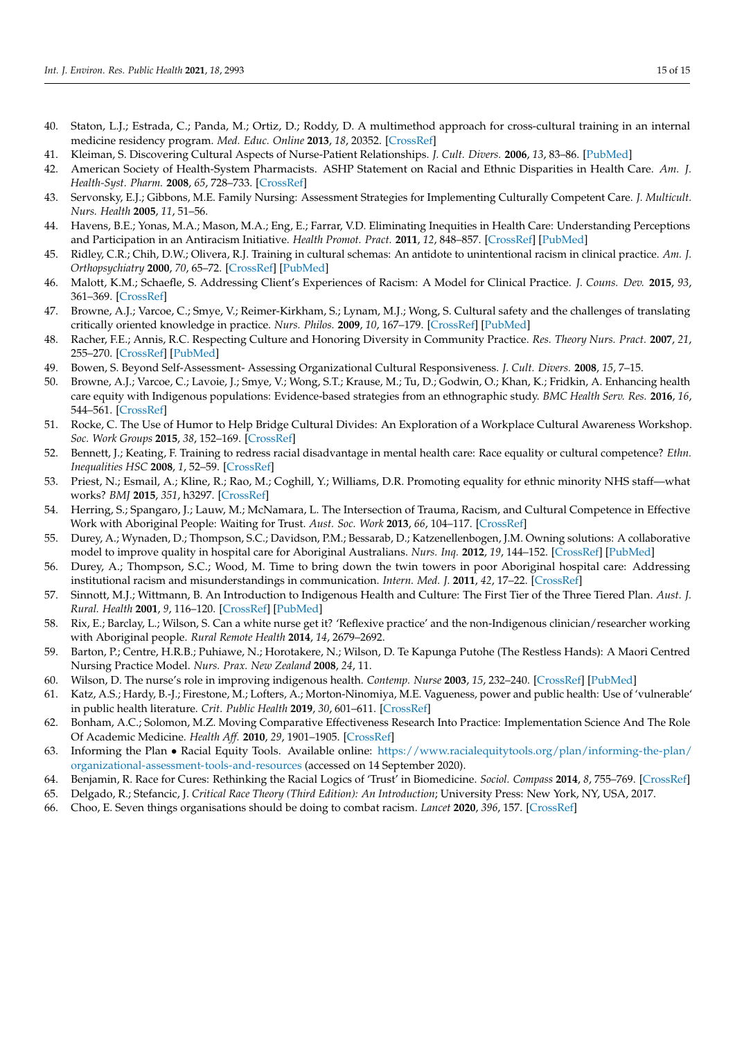40. Staton, L.J.; Estrada, C.; Panda, M.; Ortiz, D.; Roddy, D. A multimethod approach for cross-cultural training in an internal medicine residency program. *Med. Educ. Online* **2013**, *18*, 20352. [CrossRef]
41. Kleiman, S. Discovering Cultural Aspects of Nurse-Patient Relationships. *J. Cult. Divers.* **2006**, *13*, 83–86. [PubMed]
42. American Society of Health-System Pharmacists. ASHP Statement on Racial and Ethnic Disparities in Health Care. *Am. J. Health-Syst. Pharm.* **2008**, *65*, 728–733. [CrossRef]
43. Servonsky, E.J.; Gibbons, M.E. Family Nursing: Assessment Strategies for Implementing Culturally Competent Care. *J. Multicult. Nurs. Health* **2005**, *11*, 51–56.
44. Havens, B.E.; Yonas, M.A.; Mason, M.A.; Eng, E.; Farrar, V.D. Eliminating Inequities in Health Care: Understanding Perceptions and Participation in an Antiracism Initiative. *Health Promot. Pract.* **2011**, *12*, 848–857. [CrossRef] [PubMed]
45. Ridley, C.R.; Chih, D.W.; Olivera, R.J. Training in cultural schemas: An antidote to unintentional racism in clinical practice. *Am. J. Orthopsychiatry* **2000**, *70*, 65–72. [CrossRef] [PubMed]
46. Malott, K.M.; Schaefle, S. Addressing Client's Experiences of Racism: A Model for Clinical Practice. *J. Couns. Dev.* **2015**, *93*, 361–369. [CrossRef]
47. Browne, A.J.; Varcoe, C.; Smye, V.; Reimer-Kirkham, S.; Lynam, M.J.; Wong, S. Cultural safety and the challenges of translating critically oriented knowledge in practice. *Nurs. Philos.* **2009**, *10*, 167–179. [CrossRef] [PubMed]
48. Racher, F.E.; Annis, R.C. Respecting Culture and Honoring Diversity in Community Practice. *Res. Theory Nurs. Pract.* **2007**, *21*, 255–270. [CrossRef] [PubMed]
49. Bowen, S. Beyond Self-Assessment- Assessing Organizational Cultural Responsiveness. *J. Cult. Divers.* **2008**, *15*, 7–15.
50. Browne, A.J.; Varcoe, C.; Lavoie, J.; Smye, V.; Wong, S.T.; Krause, M.; Tu, D.; Godwin, O.; Khan, K.; Fridkin, A. Enhancing health care equity with Indigenous populations: Evidence-based strategies from an ethnographic study. *BMC Health Serv. Res.* **2016**, *16*, 544–561. [CrossRef]
51. Rocke, C. The Use of Humor to Help Bridge Cultural Divides: An Exploration of a Workplace Cultural Awareness Workshop. *Soc. Work Groups* **2015**, *38*, 152–169. [CrossRef]
52. Bennett, J.; Keating, F. Training to redress racial disadvantage in mental health care: Race equality or cultural competence? *Ethn. Inequalities HSC* **2008**, *1*, 52–59. [CrossRef]
53. Priest, N.; Esmail, A.; Kline, R.; Rao, M.; Coghill, Y.; Williams, D.R. Promoting equality for ethnic minority NHS staff—what works? *BMJ* **2015**, *351*, h3297. [CrossRef]
54. Herring, S.; Spangaro, J.; Lauw, M.; McNamara, L. The Intersection of Trauma, Racism, and Cultural Competence in Effective Work with Aboriginal People: Waiting for Trust. *Aust. Soc. Work* **2013**, *66*, 104–117. [CrossRef]
55. Durey, A.; Wynaden, D.; Thompson, S.C.; Davidson, P.M.; Bessarab, D.; Katzenellenbogen, J.M. Owning solutions: A collaborative model to improve quality in hospital care for Aboriginal Australians. *Nurs. Inq.* **2012**, *19*, 144–152. [CrossRef] [PubMed]
56. Durey, A.; Thompson, S.C.; Wood, M. Time to bring down the twin towers in poor Aboriginal hospital care: Addressing institutional racism and misunderstandings in communication. *Intern. Med. J.* **2011**, *42*, 17–22. [CrossRef]
57. Sinnott, M.J.; Wittmann, B. An Introduction to Indigenous Health and Culture: The First Tier of the Three Tiered Plan. *Aust. J. Rural. Health* **2001**, *9*, 116–120. [CrossRef] [PubMed]
58. Rix, E.; Barclay, L.; Wilson, S. Can a white nurse get it? 'Reflexive practice' and the non-Indigenous clinician/researcher working with Aboriginal people. *Rural Remote Health* **2014**, *14*, 2679–2692.
59. Barton, P.; Centre, H.R.B.; Puhiawe, N.; Horotakere, N.; Wilson, D. Te Kapunga Putohe (The Restless Hands): A Maori Centred Nursing Practice Model. *Nurs. Prax. New Zealand* **2008**, *24*, 11.
60. Wilson, D. The nurse's role in improving indigenous health. *Contemp. Nurse* **2003**, *15*, 232–240. [CrossRef] [PubMed]
61. Katz, A.S.; Hardy, B.-J.; Firestone, M.; Lofters, A.; Morton-Ninomiya, M.E. Vagueness, power and public health: Use of 'vulnerable' in public health literature. *Crit. Public Health* **2019**, *30*, 601–611. [CrossRef]
62. Bonham, A.C.; Solomon, M.Z. Moving Comparative Effectiveness Research Into Practice: Implementation Science And The Role Of Academic Medicine. *Health Aff.* **2010**, *29*, 1901–1905. [CrossRef]
63. Informing the Plan • Racial Equity Tools. Available online: https://www.racialequitytools.org/plan/informing-the-plan/organizational-assessment-tools-and-resources (accessed on 14 September 2020).
64. Benjamin, R. Race for Cures: Rethinking the Racial Logics of 'Trust' in Biomedicine. *Sociol. Compass* **2014**, *8*, 755–769. [CrossRef]
65. Delgado, R.; Stefancic, J. *Critical Race Theory (Third Edition): An Introduction*; University Press: New York, NY, USA, 2017.
66. Choo, E. Seven things organisations should be doing to combat racism. *Lancet* **2020**, *396*, 157. [CrossRef]